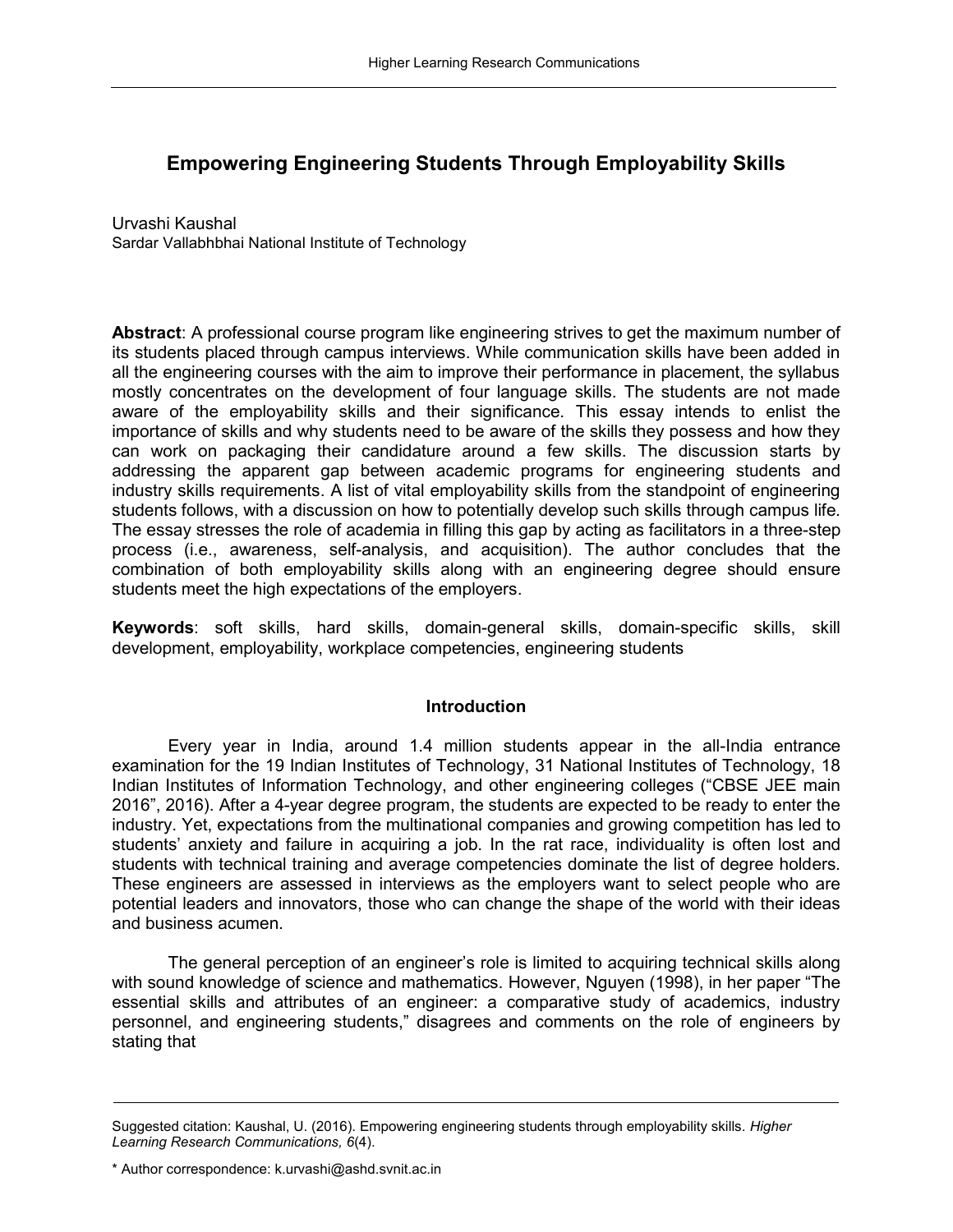# Empowering Engineering Students Through Employability Skills

Urvashi Kaushal
Sardar Vallabhbhai National Institute of Technology

**Abstract**: A professional course program like engineering strives to get the maximum number of its students placed through campus interviews. While communication skills have been added in all the engineering courses with the aim to improve their performance in placement, the syllabus mostly concentrates on the development of four language skills. The students are not made aware of the employability skills and their significance. This essay intends to enlist the importance of skills and why students need to be aware of the skills they possess and how they can work on packaging their candidature around a few skills. The discussion starts by addressing the apparent gap between academic programs for engineering students and industry skills requirements. A list of vital employability skills from the standpoint of engineering students follows, with a discussion on how to potentially develop such skills through campus life. The essay stresses the role of academia in filling this gap by acting as facilitators in a three-step process (i.e., awareness, self-analysis, and acquisition). The author concludes that the combination of both employability skills along with an engineering degree should ensure students meet the high expectations of the employers.

**Keywords**: soft skills, hard skills, domain-general skills, domain-specific skills, skill development, employability, workplace competencies, engineering students

## Introduction

Every year in India, around 1.4 million students appear in the all-India entrance examination for the 19 Indian Institutes of Technology, 31 National Institutes of Technology, 18 Indian Institutes of Information Technology, and other engineering colleges ("CBSE JEE main 2016", 2016). After a 4-year degree program, the students are expected to be ready to enter the industry. Yet, expectations from the multinational companies and growing competition has led to students' anxiety and failure in acquiring a job. In the rat race, individuality is often lost and students with technical training and average competencies dominate the list of degree holders. These engineers are assessed in interviews as the employers want to select people who are potential leaders and innovators, those who can change the shape of the world with their ideas and business acumen.

The general perception of an engineer's role is limited to acquiring technical skills along with sound knowledge of science and mathematics. However, Nguyen (1998), in her paper "The essential skills and attributes of an engineer: a comparative study of academics, industry personnel, and engineering students," disagrees and comments on the role of engineers by stating that

---

Suggested citation: Kaushal, U. (2016). Empowering engineering students through employability skills. *Higher Learning Research Communications, 6*(4).

\* Author correspondence: k.urvashi@ashd.svnit.ac.in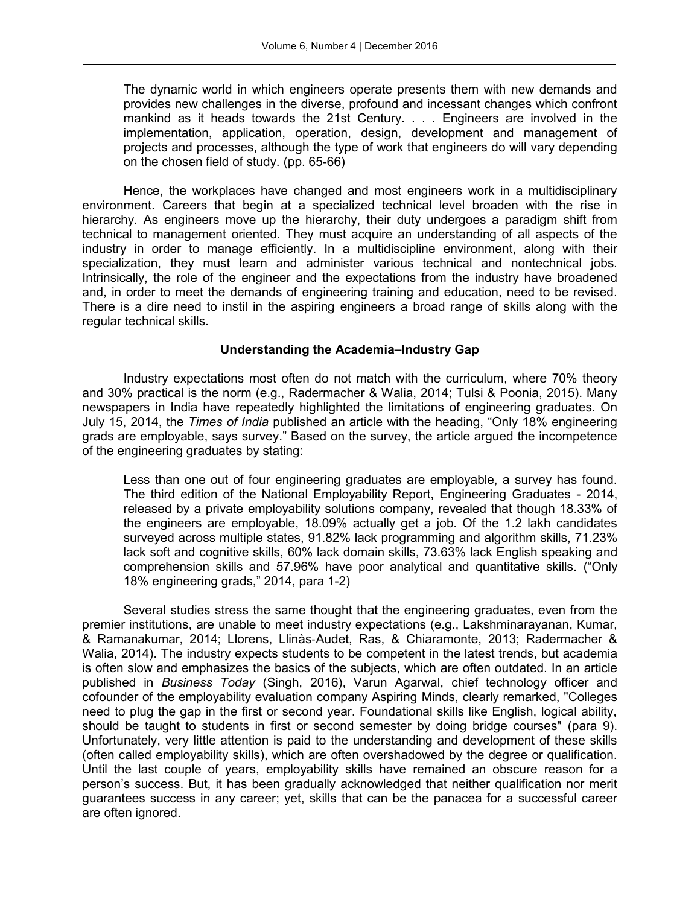> The dynamic world in which engineers operate presents them with new demands and provides new challenges in the diverse, profound and incessant changes which confront mankind as it heads towards the 21st Century. . . . Engineers are involved in the implementation, application, operation, design, development and management of projects and processes, although the type of work that engineers do will vary depending on the chosen field of study. (pp. 65-66)

Hence, the workplaces have changed and most engineers work in a multidisciplinary environment. Careers that begin at a specialized technical level broaden with the rise in hierarchy. As engineers move up the hierarchy, their duty undergoes a paradigm shift from technical to management oriented. They must acquire an understanding of all aspects of the industry in order to manage efficiently. In a multidiscipline environment, along with their specialization, they must learn and administer various technical and nontechnical jobs. Intrinsically, the role of the engineer and the expectations from the industry have broadened and, in order to meet the demands of engineering training and education, need to be revised. There is a dire need to instil in the aspiring engineers a broad range of skills along with the regular technical skills.

### Understanding the Academia–Industry Gap

Industry expectations most often do not match with the curriculum, where 70% theory and 30% practical is the norm (e.g., Radermacher & Walia, 2014; Tulsi & Poonia, 2015). Many newspapers in India have repeatedly highlighted the limitations of engineering graduates. On July 15, 2014, the *Times of India* published an article with the heading, "Only 18% engineering grads are employable, says survey." Based on the survey, the article argued the incompetence of the engineering graduates by stating:

> Less than one out of four engineering graduates are employable, a survey has found. The third edition of the National Employability Report, Engineering Graduates - 2014, released by a private employability solutions company, revealed that though 18.33% of the engineers are employable, 18.09% actually get a job. Of the 1.2 lakh candidates surveyed across multiple states, 91.82% lack programming and algorithm skills, 71.23% lack soft and cognitive skills, 60% lack domain skills, 73.63% lack English speaking and comprehension skills and 57.96% have poor analytical and quantitative skills. ("Only 18% engineering grads," 2014, para 1-2)

Several studies stress the same thought that the engineering graduates, even from the premier institutions, are unable to meet industry expectations (e.g., Lakshminarayanan, Kumar, & Ramanakumar, 2014; Llorens, Llinàs-Audet, Ras, & Chiaramonte, 2013; Radermacher & Walia, 2014). The industry expects students to be competent in the latest trends, but academia is often slow and emphasizes the basics of the subjects, which are often outdated. In an article published in *Business Today* (Singh, 2016), Varun Agarwal, chief technology officer and cofounder of the employability evaluation company Aspiring Minds, clearly remarked, "Colleges need to plug the gap in the first or second year. Foundational skills like English, logical ability, should be taught to students in first or second semester by doing bridge courses" (para 9). Unfortunately, very little attention is paid to the understanding and development of these skills (often called employability skills), which are often overshadowed by the degree or qualification. Until the last couple of years, employability skills have remained an obscure reason for a person's success. But, it has been gradually acknowledged that neither qualification nor merit guarantees success in any career; yet, skills that can be the panacea for a successful career are often ignored.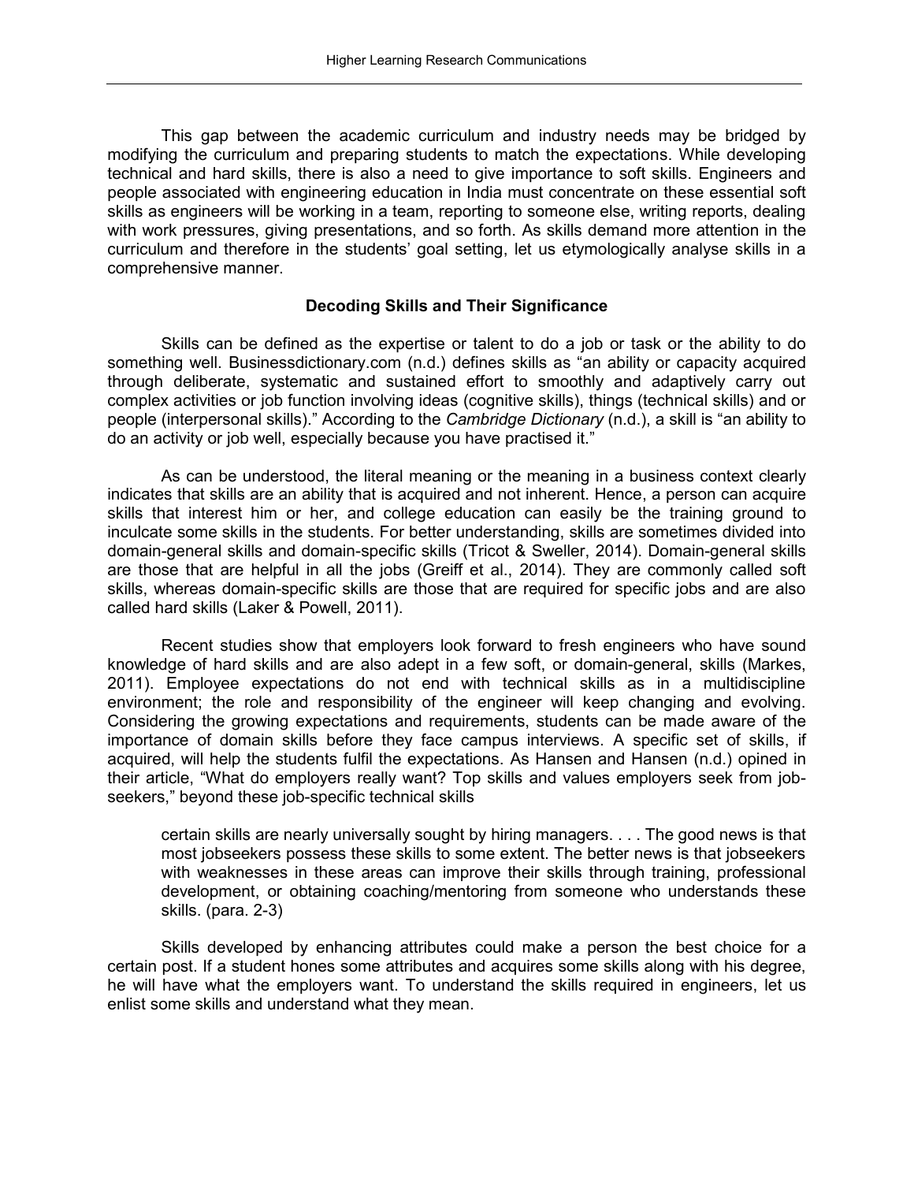This gap between the academic curriculum and industry needs may be bridged by modifying the curriculum and preparing students to match the expectations. While developing technical and hard skills, there is also a need to give importance to soft skills. Engineers and people associated with engineering education in India must concentrate on these essential soft skills as engineers will be working in a team, reporting to someone else, writing reports, dealing with work pressures, giving presentations, and so forth. As skills demand more attention in the curriculum and therefore in the students' goal setting, let us etymologically analyse skills in a comprehensive manner.

## Decoding Skills and Their Significance

Skills can be defined as the expertise or talent to do a job or task or the ability to do something well. Businessdictionary.com (n.d.) defines skills as "an ability or capacity acquired through deliberate, systematic and sustained effort to smoothly and adaptively carry out complex activities or job function involving ideas (cognitive skills), things (technical skills) and or people (interpersonal skills)." According to the *Cambridge Dictionary* (n.d.), a skill is "an ability to do an activity or job well, especially because you have practised it."

As can be understood, the literal meaning or the meaning in a business context clearly indicates that skills are an ability that is acquired and not inherent. Hence, a person can acquire skills that interest him or her, and college education can easily be the training ground to inculcate some skills in the students. For better understanding, skills are sometimes divided into domain-general skills and domain-specific skills (Tricot & Sweller, 2014). Domain-general skills are those that are helpful in all the jobs (Greiff et al., 2014). They are commonly called soft skills, whereas domain-specific skills are those that are required for specific jobs and are also called hard skills (Laker & Powell, 2011).

Recent studies show that employers look forward to fresh engineers who have sound knowledge of hard skills and are also adept in a few soft, or domain-general, skills (Markes, 2011). Employee expectations do not end with technical skills as in a multidiscipline environment; the role and responsibility of the engineer will keep changing and evolving. Considering the growing expectations and requirements, students can be made aware of the importance of domain skills before they face campus interviews. A specific set of skills, if acquired, will help the students fulfil the expectations. As Hansen and Hansen (n.d.) opined in their article, "What do employers really want? Top skills and values employers seek from job-seekers," beyond these job-specific technical skills

> certain skills are nearly universally sought by hiring managers. . . . The good news is that most jobseekers possess these skills to some extent. The better news is that jobseekers with weaknesses in these areas can improve their skills through training, professional development, or obtaining coaching/mentoring from someone who understands these skills. (para. 2-3)

Skills developed by enhancing attributes could make a person the best choice for a certain post. If a student hones some attributes and acquires some skills along with his degree, he will have what the employers want. To understand the skills required in engineers, let us enlist some skills and understand what they mean.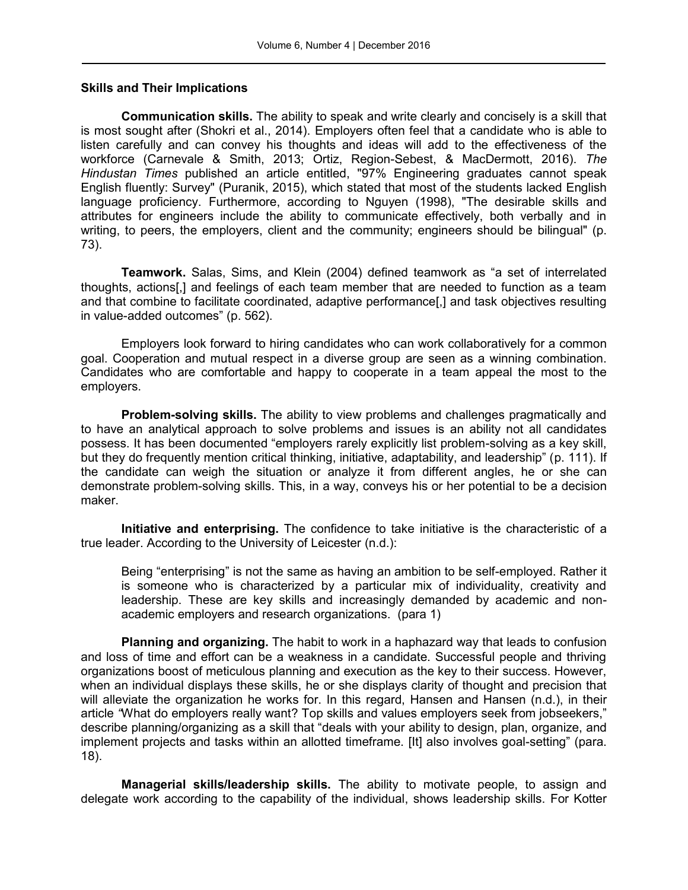### Skills and Their Implications

**Communication skills.** The ability to speak and write clearly and concisely is a skill that is most sought after (Shokri et al., 2014). Employers often feel that a candidate who is able to listen carefully and can convey his thoughts and ideas will add to the effectiveness of the workforce (Carnevale & Smith, 2013; Ortiz, Region-Sebest, & MacDermott, 2016). *The Hindustan Times* published an article entitled, "97% Engineering graduates cannot speak English fluently: Survey" (Puranik, 2015), which stated that most of the students lacked English language proficiency. Furthermore, according to Nguyen (1998), "The desirable skills and attributes for engineers include the ability to communicate effectively, both verbally and in writing, to peers, the employers, client and the community; engineers should be bilingual" (p. 73).

**Teamwork.** Salas, Sims, and Klein (2004) defined teamwork as "a set of interrelated thoughts, actions[,] and feelings of each team member that are needed to function as a team and that combine to facilitate coordinated, adaptive performance[,] and task objectives resulting in value-added outcomes" (p. 562).

Employers look forward to hiring candidates who can work collaboratively for a common goal. Cooperation and mutual respect in a diverse group are seen as a winning combination. Candidates who are comfortable and happy to cooperate in a team appeal the most to the employers.

**Problem-solving skills.** The ability to view problems and challenges pragmatically and to have an analytical approach to solve problems and issues is an ability not all candidates possess. It has been documented "employers rarely explicitly list problem-solving as a key skill, but they do frequently mention critical thinking, initiative, adaptability, and leadership" (p. 111). If the candidate can weigh the situation or analyze it from different angles, he or she can demonstrate problem-solving skills. This, in a way, conveys his or her potential to be a decision maker.

**Initiative and enterprising.** The confidence to take initiative is the characteristic of a true leader. According to the University of Leicester (n.d.):

> Being "enterprising" is not the same as having an ambition to be self-employed. Rather it is someone who is characterized by a particular mix of individuality, creativity and leadership. These are key skills and increasingly demanded by academic and non-academic employers and research organizations. (para 1)

**Planning and organizing.** The habit to work in a haphazard way that leads to confusion and loss of time and effort can be a weakness in a candidate. Successful people and thriving organizations boost of meticulous planning and execution as the key to their success. However, when an individual displays these skills, he or she displays clarity of thought and precision that will alleviate the organization he works for. In this regard, Hansen and Hansen (n.d.), in their article "What do employers really want? Top skills and values employers seek from jobseekers," describe planning/organizing as a skill that "deals with your ability to design, plan, organize, and implement projects and tasks within an allotted timeframe. [It] also involves goal-setting" (para. 18).

**Managerial skills/leadership skills.** The ability to motivate people, to assign and delegate work according to the capability of the individual, shows leadership skills. For Kotter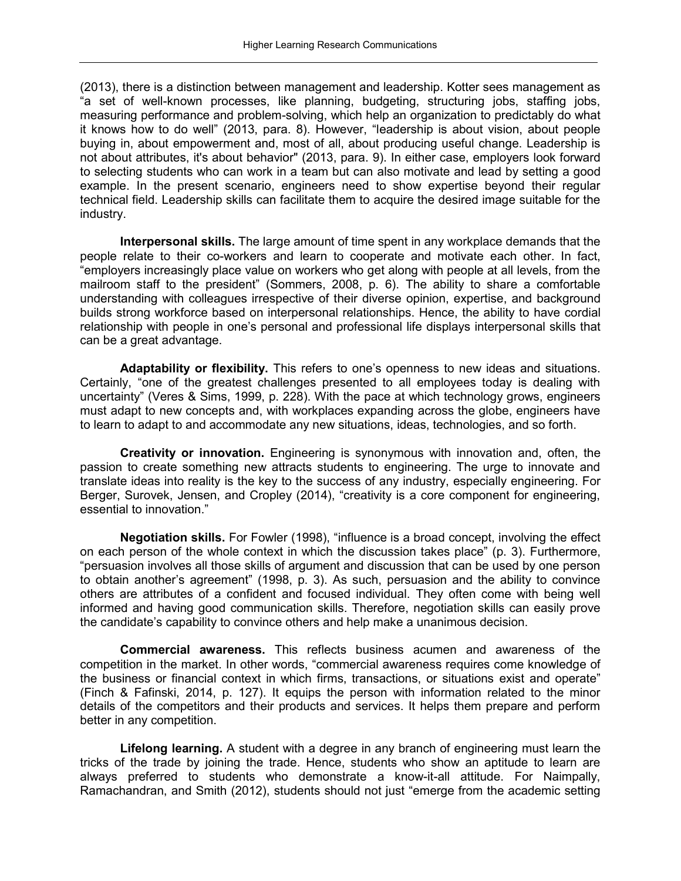(2013), there is a distinction between management and leadership. Kotter sees management as "a set of well-known processes, like planning, budgeting, structuring jobs, staffing jobs, measuring performance and problem-solving, which help an organization to predictably do what it knows how to do well" (2013, para. 8). However, "leadership is about vision, about people buying in, about empowerment and, most of all, about producing useful change. Leadership is not about attributes, it's about behavior" (2013, para. 9). In either case, employers look forward to selecting students who can work in a team but can also motivate and lead by setting a good example. In the present scenario, engineers need to show expertise beyond their regular technical field. Leadership skills can facilitate them to acquire the desired image suitable for the industry.

**Interpersonal skills.** The large amount of time spent in any workplace demands that the people relate to their co-workers and learn to cooperate and motivate each other. In fact, "employers increasingly place value on workers who get along with people at all levels, from the mailroom staff to the president" (Sommers, 2008, p. 6). The ability to share a comfortable understanding with colleagues irrespective of their diverse opinion, expertise, and background builds strong workforce based on interpersonal relationships. Hence, the ability to have cordial relationship with people in one's personal and professional life displays interpersonal skills that can be a great advantage.

**Adaptability or flexibility.** This refers to one's openness to new ideas and situations. Certainly, "one of the greatest challenges presented to all employees today is dealing with uncertainty" (Veres & Sims, 1999, p. 228). With the pace at which technology grows, engineers must adapt to new concepts and, with workplaces expanding across the globe, engineers have to learn to adapt to and accommodate any new situations, ideas, technologies, and so forth.

**Creativity or innovation.** Engineering is synonymous with innovation and, often, the passion to create something new attracts students to engineering. The urge to innovate and translate ideas into reality is the key to the success of any industry, especially engineering. For Berger, Surovek, Jensen, and Cropley (2014), "creativity is a core component for engineering, essential to innovation."

**Negotiation skills.** For Fowler (1998), "influence is a broad concept, involving the effect on each person of the whole context in which the discussion takes place" (p. 3). Furthermore, "persuasion involves all those skills of argument and discussion that can be used by one person to obtain another's agreement" (1998, p. 3). As such, persuasion and the ability to convince others are attributes of a confident and focused individual. They often come with being well informed and having good communication skills. Therefore, negotiation skills can easily prove the candidate's capability to convince others and help make a unanimous decision.

**Commercial awareness.** This reflects business acumen and awareness of the competition in the market. In other words, "commercial awareness requires come knowledge of the business or financial context in which firms, transactions, or situations exist and operate" (Finch & Fafinski, 2014, p. 127). It equips the person with information related to the minor details of the competitors and their products and services. It helps them prepare and perform better in any competition.

**Lifelong learning.** A student with a degree in any branch of engineering must learn the tricks of the trade by joining the trade. Hence, students who show an aptitude to learn are always preferred to students who demonstrate a know-it-all attitude. For Naimpally, Ramachandran, and Smith (2012), students should not just "emerge from the academic setting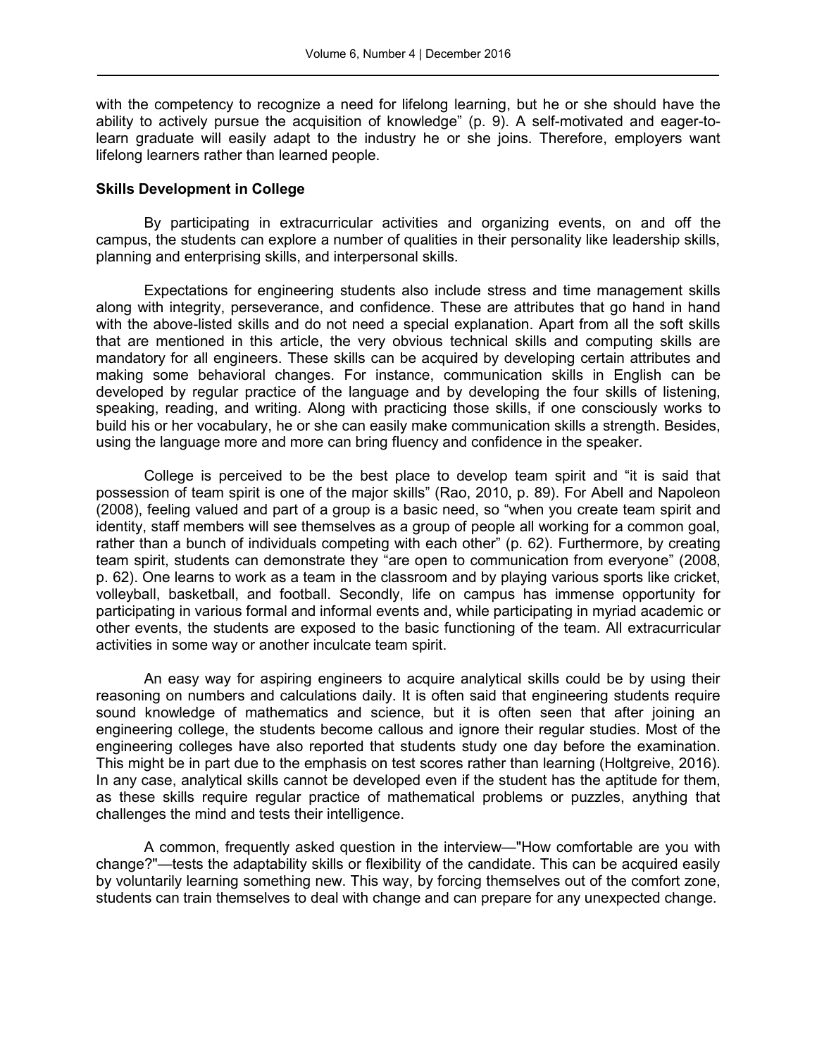with the competency to recognize a need for lifelong learning, but he or she should have the ability to actively pursue the acquisition of knowledge" (p. 9). A self-motivated and eager-to-learn graduate will easily adapt to the industry he or she joins. Therefore, employers want lifelong learners rather than learned people.

**Skills Development in College**

By participating in extracurricular activities and organizing events, on and off the campus, the students can explore a number of qualities in their personality like leadership skills, planning and enterprising skills, and interpersonal skills.

Expectations for engineering students also include stress and time management skills along with integrity, perseverance, and confidence. These are attributes that go hand in hand with the above-listed skills and do not need a special explanation. Apart from all the soft skills that are mentioned in this article, the very obvious technical skills and computing skills are mandatory for all engineers. These skills can be acquired by developing certain attributes and making some behavioral changes. For instance, communication skills in English can be developed by regular practice of the language and by developing the four skills of listening, speaking, reading, and writing. Along with practicing those skills, if one consciously works to build his or her vocabulary, he or she can easily make communication skills a strength. Besides, using the language more and more can bring fluency and confidence in the speaker.

College is perceived to be the best place to develop team spirit and "it is said that possession of team spirit is one of the major skills" (Rao, 2010, p. 89). For Abell and Napoleon (2008), feeling valued and part of a group is a basic need, so "when you create team spirit and identity, staff members will see themselves as a group of people all working for a common goal, rather than a bunch of individuals competing with each other" (p. 62). Furthermore, by creating team spirit, students can demonstrate they "are open to communication from everyone" (2008, p. 62). One learns to work as a team in the classroom and by playing various sports like cricket, volleyball, basketball, and football. Secondly, life on campus has immense opportunity for participating in various formal and informal events and, while participating in myriad academic or other events, the students are exposed to the basic functioning of the team. All extracurricular activities in some way or another inculcate team spirit.

An easy way for aspiring engineers to acquire analytical skills could be by using their reasoning on numbers and calculations daily. It is often said that engineering students require sound knowledge of mathematics and science, but it is often seen that after joining an engineering college, the students become callous and ignore their regular studies. Most of the engineering colleges have also reported that students study one day before the examination. This might be in part due to the emphasis on test scores rather than learning (Holtgreive, 2016). In any case, analytical skills cannot be developed even if the student has the aptitude for them, as these skills require regular practice of mathematical problems or puzzles, anything that challenges the mind and tests their intelligence.

A common, frequently asked question in the interview—"How comfortable are you with change?"—tests the adaptability skills or flexibility of the candidate. This can be acquired easily by voluntarily learning something new. This way, by forcing themselves out of the comfort zone, students can train themselves to deal with change and can prepare for any unexpected change.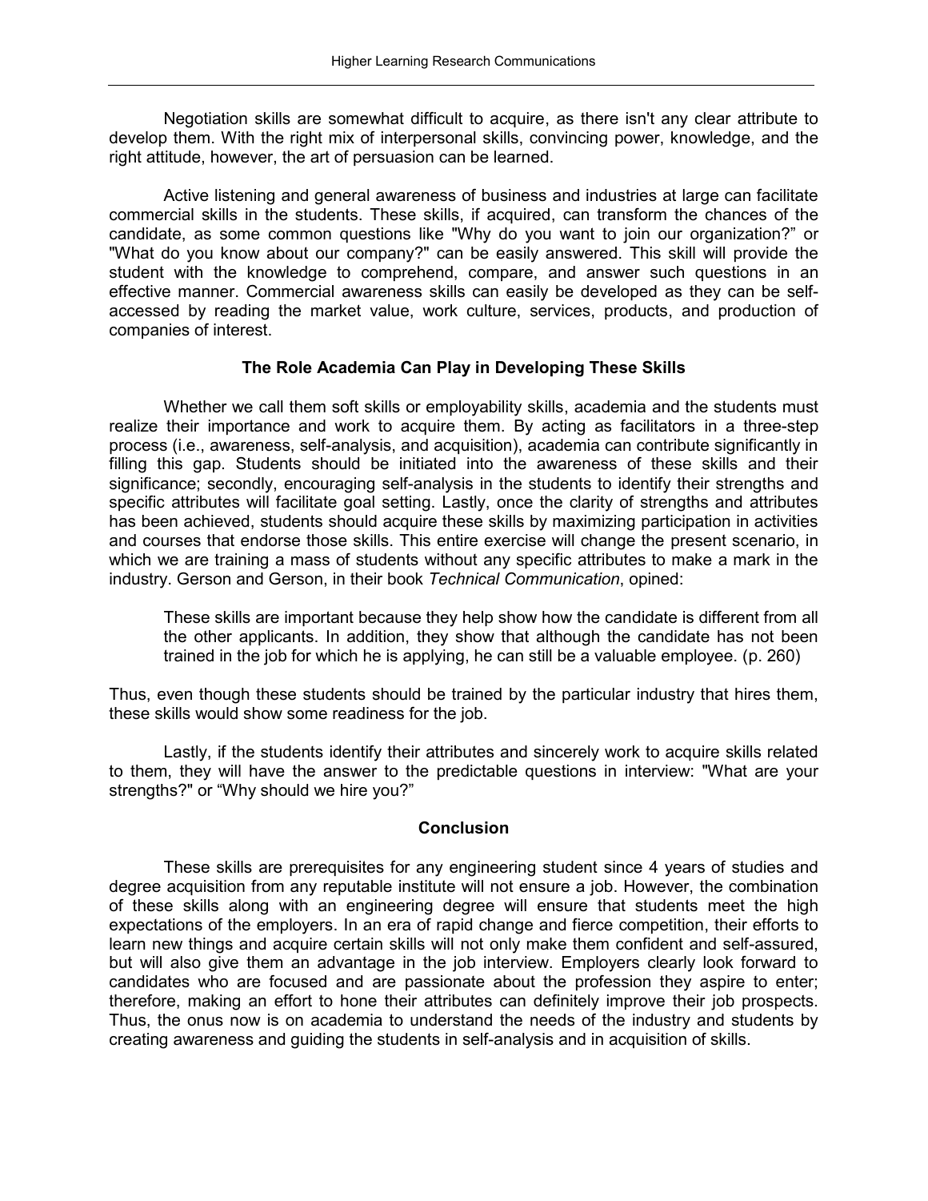Negotiation skills are somewhat difficult to acquire, as there isn't any clear attribute to develop them. With the right mix of interpersonal skills, convincing power, knowledge, and the right attitude, however, the art of persuasion can be learned.

Active listening and general awareness of business and industries at large can facilitate commercial skills in the students. These skills, if acquired, can transform the chances of the candidate, as some common questions like "Why do you want to join our organization?" or "What do you know about our company?" can be easily answered. This skill will provide the student with the knowledge to comprehend, compare, and answer such questions in an effective manner. Commercial awareness skills can easily be developed as they can be self-accessed by reading the market value, work culture, services, products, and production of companies of interest.

## The Role Academia Can Play in Developing These Skills

Whether we call them soft skills or employability skills, academia and the students must realize their importance and work to acquire them. By acting as facilitators in a three-step process (i.e., awareness, self-analysis, and acquisition), academia can contribute significantly in filling this gap. Students should be initiated into the awareness of these skills and their significance; secondly, encouraging self-analysis in the students to identify their strengths and specific attributes will facilitate goal setting. Lastly, once the clarity of strengths and attributes has been achieved, students should acquire these skills by maximizing participation in activities and courses that endorse those skills. This entire exercise will change the present scenario, in which we are training a mass of students without any specific attributes to make a mark in the industry. Gerson and Gerson, in their book *Technical Communication*, opined:

> These skills are important because they help show how the candidate is different from all the other applicants. In addition, they show that although the candidate has not been trained in the job for which he is applying, he can still be a valuable employee. (p. 260)

Thus, even though these students should be trained by the particular industry that hires them, these skills would show some readiness for the job.

Lastly, if the students identify their attributes and sincerely work to acquire skills related to them, they will have the answer to the predictable questions in interview: "What are your strengths?" or "Why should we hire you?"

## Conclusion

These skills are prerequisites for any engineering student since 4 years of studies and degree acquisition from any reputable institute will not ensure a job. However, the combination of these skills along with an engineering degree will ensure that students meet the high expectations of the employers. In an era of rapid change and fierce competition, their efforts to learn new things and acquire certain skills will not only make them confident and self-assured, but will also give them an advantage in the job interview. Employers clearly look forward to candidates who are focused and are passionate about the profession they aspire to enter; therefore, making an effort to hone their attributes can definitely improve their job prospects. Thus, the onus now is on academia to understand the needs of the industry and students by creating awareness and guiding the students in self-analysis and in acquisition of skills.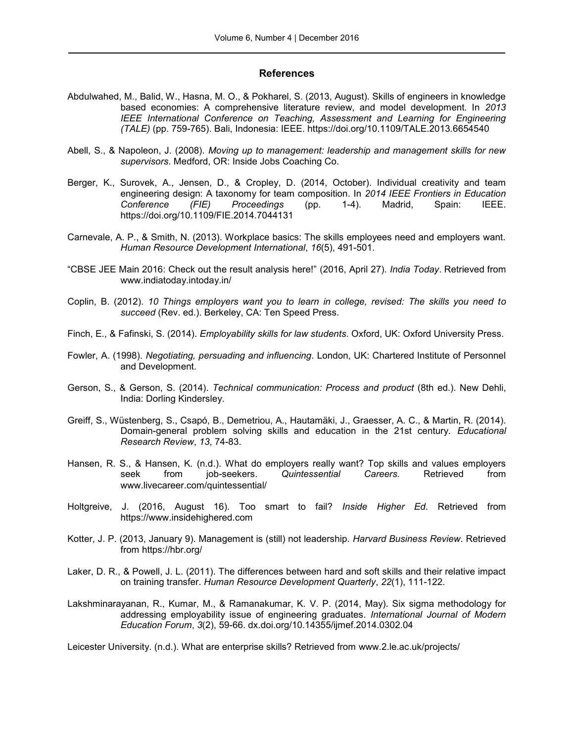## References

Abdulwahed, M., Balid, W., Hasna, M. O., & Pokharel, S. (2013, August). Skills of engineers in knowledge based economies: A comprehensive literature review, and model development. In *2013 IEEE International Conference on Teaching, Assessment and Learning for Engineering (TALE)* (pp. 759-765). Bali, Indonesia: IEEE. https://doi.org/10.1109/TALE.2013.6654540

Abell, S., & Napoleon, J. (2008). *Moving up to management: leadership and management skills for new supervisors*. Medford, OR: Inside Jobs Coaching Co.

Berger, K., Surovek, A., Jensen, D., & Cropley, D. (2014, October). Individual creativity and team engineering design: A taxonomy for team composition. In *2014 IEEE Frontiers in Education Conference (FIE) Proceedings* (pp. 1-4). Madrid, Spain: IEEE. https://doi.org/10.1109/FIE.2014.7044131

Carnevale, A. P., & Smith, N. (2013). Workplace basics: The skills employees need and employers want. *Human Resource Development International*, *16*(5), 491-501.

"CBSE JEE Main 2016: Check out the result analysis here!" (2016, April 27). *India Today*. Retrieved from www.indiatoday.intoday.in/

Coplin, B. (2012). *10 Things employers want you to learn in college, revised: The skills you need to succeed* (Rev. ed.). Berkeley, CA: Ten Speed Press.

Finch, E., & Fafinski, S. (2014). *Employability skills for law students*. Oxford, UK: Oxford University Press.

Fowler, A. (1998). *Negotiating, persuading and influencing*. London, UK: Chartered Institute of Personnel and Development.

Gerson, S., & Gerson, S. (2014). *Technical communication: Process and product* (8th ed.). New Dehli, India: Dorling Kindersley.

Greiff, S., Wüstenberg, S., Csapó, B., Demetriou, A., Hautamäki, J., Graesser, A. C., & Martin, R. (2014). Domain-general problem solving skills and education in the 21st century. *Educational Research Review*, *13*, 74-83.

Hansen, R. S., & Hansen, K. (n.d.). What do employers really want? Top skills and values employers seek from job-seekers. *Quintessential Careers.* Retrieved from www.livecareer.com/quintessential/

Holtgreive, J. (2016, August 16). Too smart to fail? *Inside Higher Ed*. Retrieved from https://www.insidehighered.com

Kotter, J. P. (2013, January 9). Management is (still) not leadership. *Harvard Business Review*. Retrieved from https://hbr.org/

Laker, D. R., & Powell, J. L. (2011). The differences between hard and soft skills and their relative impact on training transfer. *Human Resource Development Quarterly*, *22*(1), 111-122.

Lakshminarayanan, R., Kumar, M., & Ramanakumar, K. V. P. (2014, May). Six sigma methodology for addressing employability issue of engineering graduates. *International Journal of Modern Education Forum*, *3*(2), 59-66. dx.doi.org/10.14355/ijmef.2014.0302.04

Leicester University. (n.d.). What are enterprise skills? Retrieved from www.2.le.ac.uk/projects/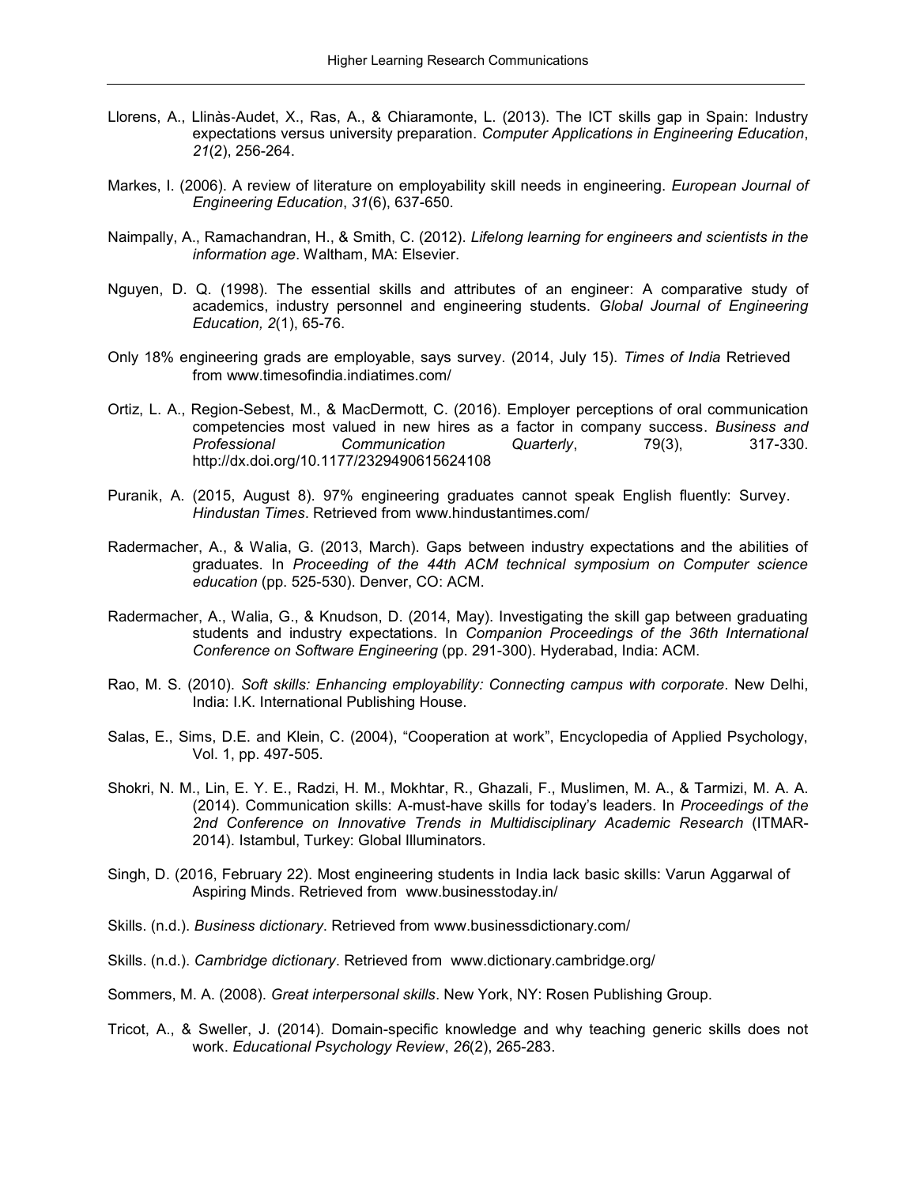Llorens, A., Llinàs-Audet, X., Ras, A., & Chiaramonte, L. (2013). The ICT skills gap in Spain: Industry expectations versus university preparation. *Computer Applications in Engineering Education*, *21*(2), 256-264.

Markes, I. (2006). A review of literature on employability skill needs in engineering. *European Journal of Engineering Education*, *31*(6), 637-650.

Naimpally, A., Ramachandran, H., & Smith, C. (2012). *Lifelong learning for engineers and scientists in the information age*. Waltham, MA: Elsevier.

Nguyen, D. Q. (1998). The essential skills and attributes of an engineer: A comparative study of academics, industry personnel and engineering students. *Global Journal of Engineering Education, 2*(1), 65-76.

Only 18% engineering grads are employable, says survey. (2014, July 15). *Times of India* Retrieved from www.timesofindia.indiatimes.com/

Ortiz, L. A., Region-Sebest, M., & MacDermott, C. (2016). Employer perceptions of oral communication competencies most valued in new hires as a factor in company success. *Business and Professional Communication Quarterly*, 79(3), 317-330. http://dx.doi.org/10.1177/2329490615624108

Puranik, A. (2015, August 8). 97% engineering graduates cannot speak English fluently: Survey. *Hindustan Times*. Retrieved from www.hindustantimes.com/

Radermacher, A., & Walia, G. (2013, March). Gaps between industry expectations and the abilities of graduates. In *Proceeding of the 44th ACM technical symposium on Computer science education* (pp. 525-530). Denver, CO: ACM.

Radermacher, A., Walia, G., & Knudson, D. (2014, May). Investigating the skill gap between graduating students and industry expectations. In *Companion Proceedings of the 36th International Conference on Software Engineering* (pp. 291-300). Hyderabad, India: ACM.

Rao, M. S. (2010). *Soft skills: Enhancing employability: Connecting campus with corporate*. New Delhi, India: I.K. International Publishing House.

Salas, E., Sims, D.E. and Klein, C. (2004), "Cooperation at work", Encyclopedia of Applied Psychology, Vol. 1, pp. 497-505.

Shokri, N. M., Lin, E. Y. E., Radzi, H. M., Mokhtar, R., Ghazali, F., Muslimen, M. A., & Tarmizi, M. A. A. (2014). Communication skills: A-must-have skills for today's leaders. In *Proceedings of the 2nd Conference on Innovative Trends in Multidisciplinary Academic Research* (ITMAR-2014). Istambul, Turkey: Global Illuminators.

Singh, D. (2016, February 22). Most engineering students in India lack basic skills: Varun Aggarwal of Aspiring Minds. Retrieved from www.businesstoday.in/

Skills. (n.d.). *Business dictionary*. Retrieved from www.businessdictionary.com/

Skills. (n.d.). *Cambridge dictionary*. Retrieved from www.dictionary.cambridge.org/

Sommers, M. A. (2008). *Great interpersonal skills*. New York, NY: Rosen Publishing Group.

Tricot, A., & Sweller, J. (2014). Domain-specific knowledge and why teaching generic skills does not work. *Educational Psychology Review*, *26*(2), 265-283.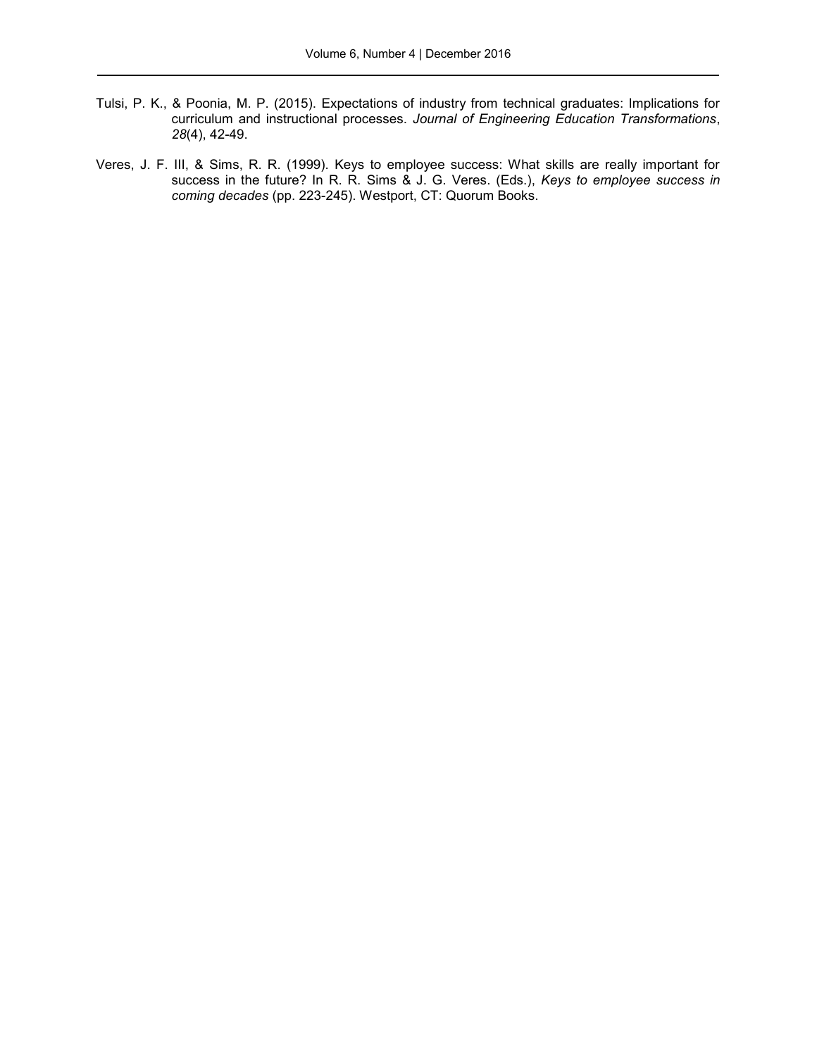Tulsi, P. K., & Poonia, M. P. (2015). Expectations of industry from technical graduates: Implications for curriculum and instructional processes. *Journal of Engineering Education Transformations*, *28*(4), 42-49.

Veres, J. F. III, & Sims, R. R. (1999). Keys to employee success: What skills are really important for success in the future? In R. R. Sims & J. G. Veres. (Eds.), *Keys to employee success in coming decades* (pp. 223-245). Westport, CT: Quorum Books.